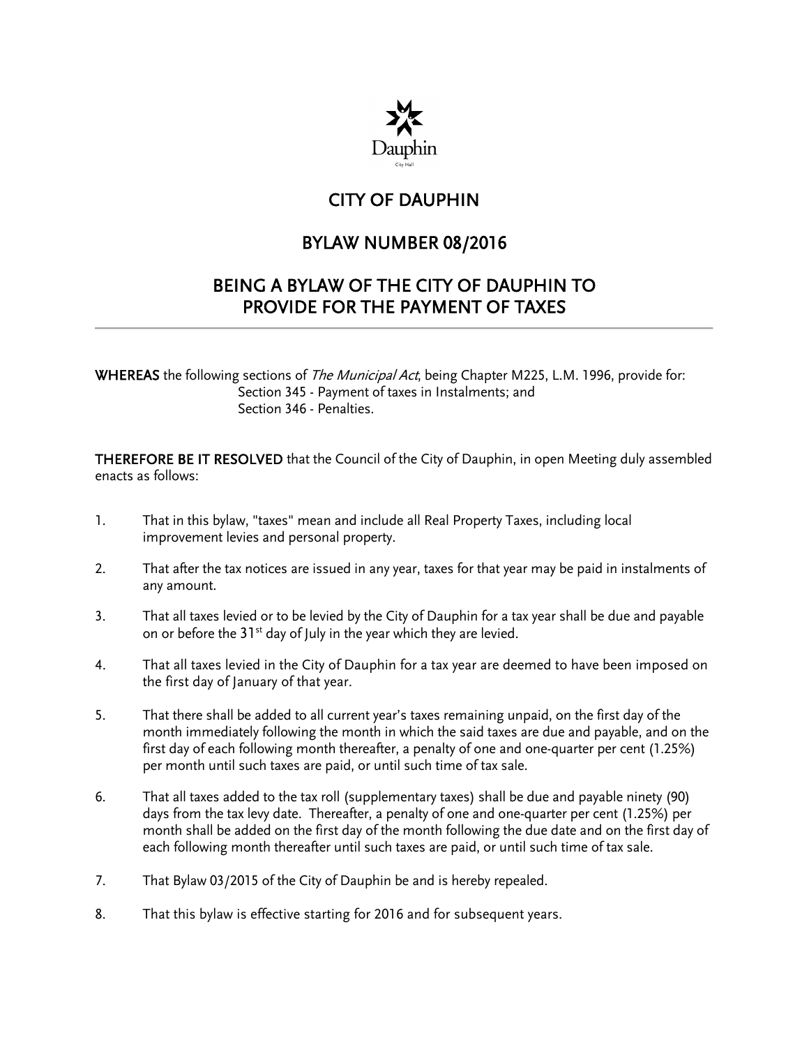Dauphin

City Hall

# CITY OF DAUPHIN

# BYLAW NUMBER 08/2016

# BEING A BYLAW OF THE CITY OF DAUPHIN TO PROVIDE FOR THE PAYMENT OF TAXES

---

**WHEREAS** the following sections of *The Municipal Act*, being Chapter M225, L.M. 1996, provide for:
Section 345 - Payment of taxes in Instalments; and
Section 346 - Penalties.

**THEREFORE BE IT RESOLVED** that the Council of the City of Dauphin, in open Meeting duly assembled enacts as follows:

1. That in this bylaw, "taxes" mean and include all Real Property Taxes, including local improvement levies and personal property.

2. That after the tax notices are issued in any year, taxes for that year may be paid in instalments of any amount.

3. That all taxes levied or to be levied by the City of Dauphin for a tax year shall be due and payable on or before the 31st day of July in the year which they are levied.

4. That all taxes levied in the City of Dauphin for a tax year are deemed to have been imposed on the first day of January of that year.

5. That there shall be added to all current year's taxes remaining unpaid, on the first day of the month immediately following the month in which the said taxes are due and payable, and on the first day of each following month thereafter, a penalty of one and one-quarter per cent (1.25%) per month until such taxes are paid, or until such time of tax sale.

6. That all taxes added to the tax roll (supplementary taxes) shall be due and payable ninety (90) days from the tax levy date. Thereafter, a penalty of one and one-quarter per cent (1.25%) per month shall be added on the first day of the month following the due date and on the first day of each following month thereafter until such taxes are paid, or until such time of tax sale.

7. That Bylaw 03/2015 of the City of Dauphin be and is hereby repealed.

8. That this bylaw is effective starting for 2016 and for subsequent years.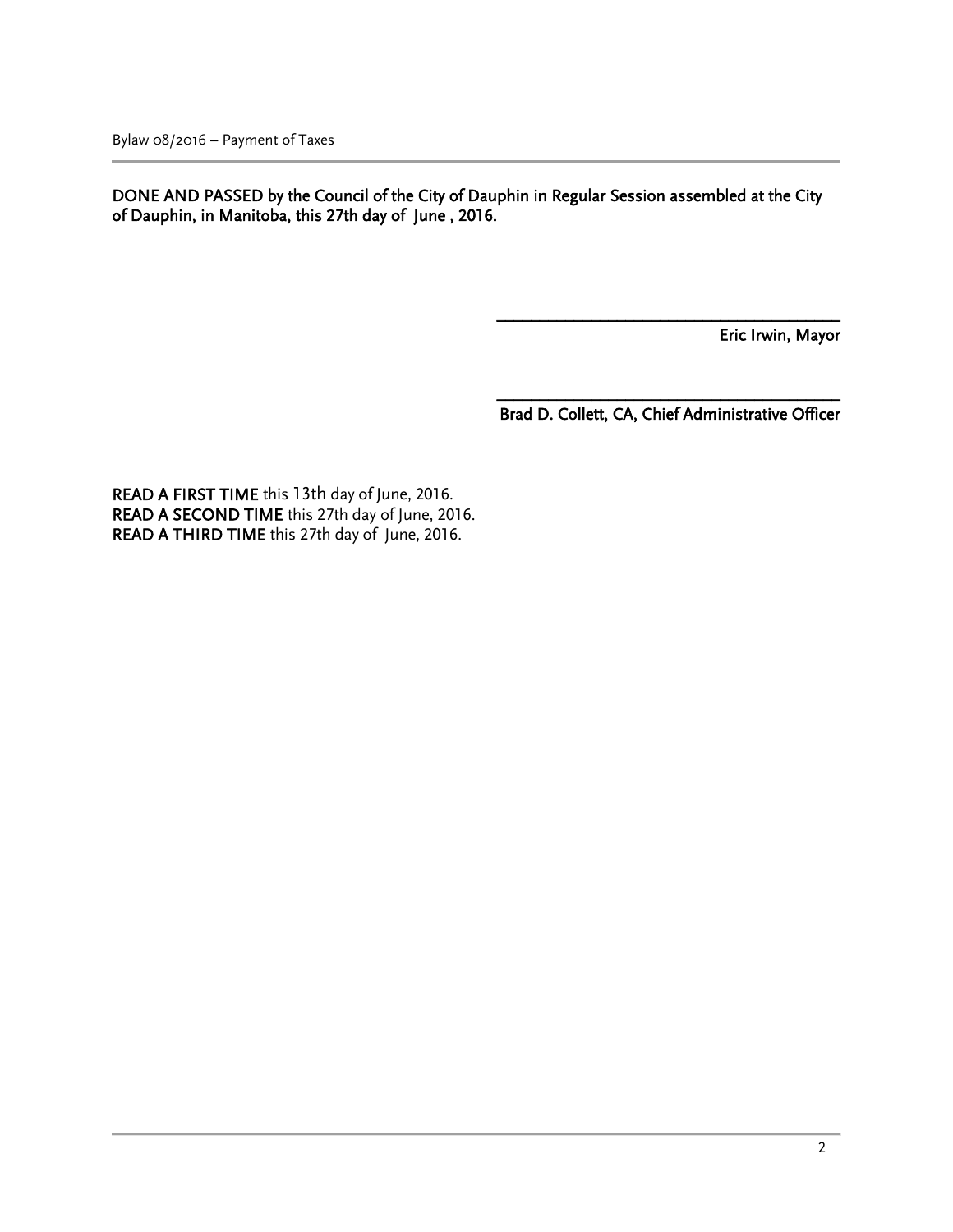**DONE AND PASSED by the Council of the City of Dauphin in Regular Session assembled at the City of Dauphin, in Manitoba, this 27th day of June , 2016.**

\_\_\_\_\_\_\_\_\_\_\_\_\_\_\_\_\_\_\_\_\_\_\_\_\_\_\_\_\_\_\_\_\_\_\_\_\_\_\_\_
**Eric Irwin, Mayor**

\_\_\_\_\_\_\_\_\_\_\_\_\_\_\_\_\_\_\_\_\_\_\_\_\_\_\_\_\_\_\_\_\_\_\_\_\_\_\_\_
**Brad D. Collett, CA, Chief Administrative Officer**

**READ A FIRST TIME** this 13th day of June, 2016.
**READ A SECOND TIME** this 27th day of June, 2016.
**READ A THIRD TIME** this 27th day of June, 2016.